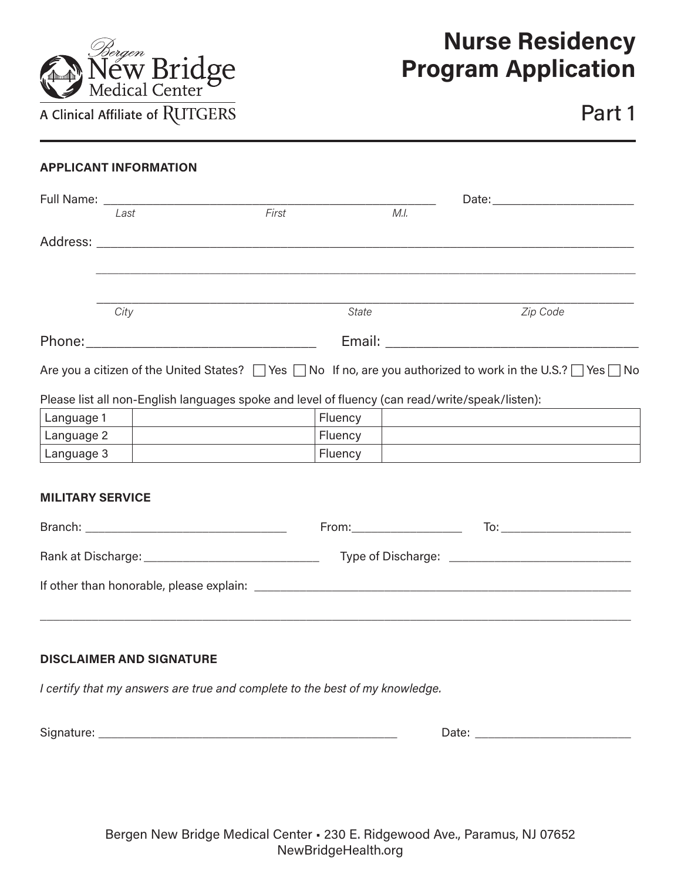Bergen New Bridge Medical Center

A Clinical Affiliate of RUTGERS

# Nurse Residency Program Application

## Part 1

### APPLICANT INFORMATION

Full Name: ______________________________________________ Date: ____________________

*Last* *First* *M.I.*

Address: ______________________________________________________________________

______________________________________________________________________

______________________________________________________________________

*City* *State* *Zip Code*

Phone: ____________________________ Email: ______________________________

Are you a citizen of the United States? ☐ Yes ☐ No If no, are you authorized to work in the U.S.? ☐ Yes ☐ No

Please list all non-English languages spoke and level of fluency (can read/write/speak/listen):

| | | | |
|---|---|---|---|
| Language 1 | | Fluency | |
| Language 2 | | Fluency | |
| Language 3 | | Fluency | |

### MILITARY SERVICE

Branch: ____________________________ From: _______________ To: __________________

Rank at Discharge: __________________________ Type of Discharge: __________________________

If other than honorable, please explain: ________________________________________________

______________________________________________________________________

### DISCLAIMER AND SIGNATURE

*I certify that my answers are true and complete to the best of my knowledge.*

Signature: __________________________________________ Date: ______________________

Bergen New Bridge Medical Center ▪ 230 E. Ridgewood Ave., Paramus, NJ 07652
NewBridgeHealth.org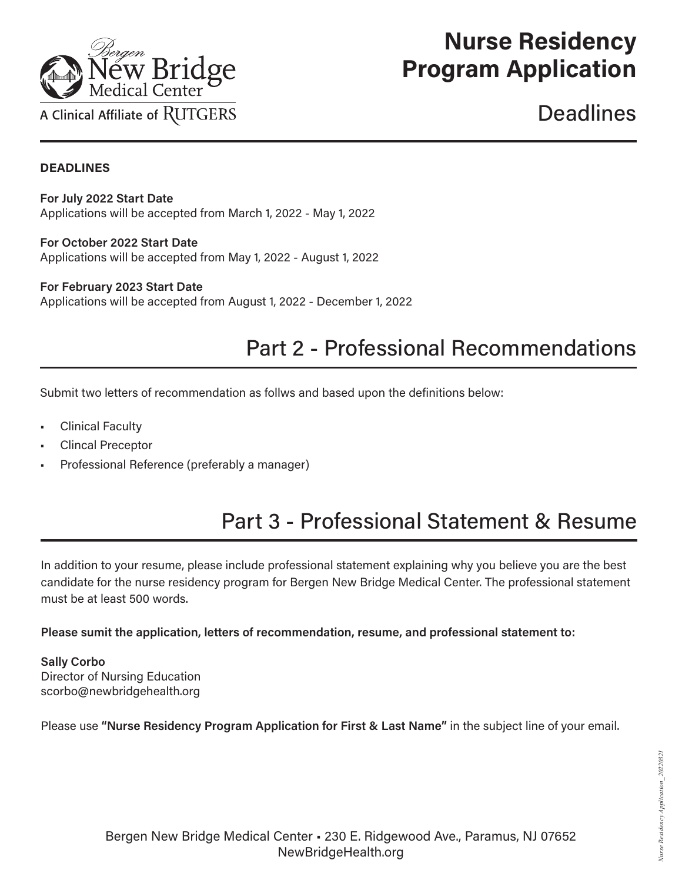# Nurse Residency Program Application

## Deadlines

**DEADLINES**

**For July 2022 Start Date**
Applications will be accepted from March 1, 2022 - May 1, 2022

**For October 2022 Start Date**
Applications will be accepted from May 1, 2022 - August 1, 2022

**For February 2023 Start Date**
Applications will be accepted from August 1, 2022 - December 1, 2022

## Part 2 - Professional Recommendations

Submit two letters of recommendation as follws and based upon the definitions below:

- Clinical Faculty
- Clincal Preceptor
- Professional Reference (preferably a manager)

## Part 3 - Professional Statement & Resume

In addition to your resume, please include professional statement explaining why you believe you are the best candidate for the nurse residency program for Bergen New Bridge Medical Center. The professional statement must be at least 500 words.

**Please sumit the application, letters of recommendation, resume, and professional statement to:**

**Sally Corbo**
Director of Nursing Education
scorbo@newbridgehealth.org

Please use **"Nurse Residency Program Application for First & Last Name"** in the subject line of your email.

Bergen New Bridge Medical Center ▪ 230 E. Ridgewood Ave., Paramus, NJ 07652
NewBridgeHealth.org